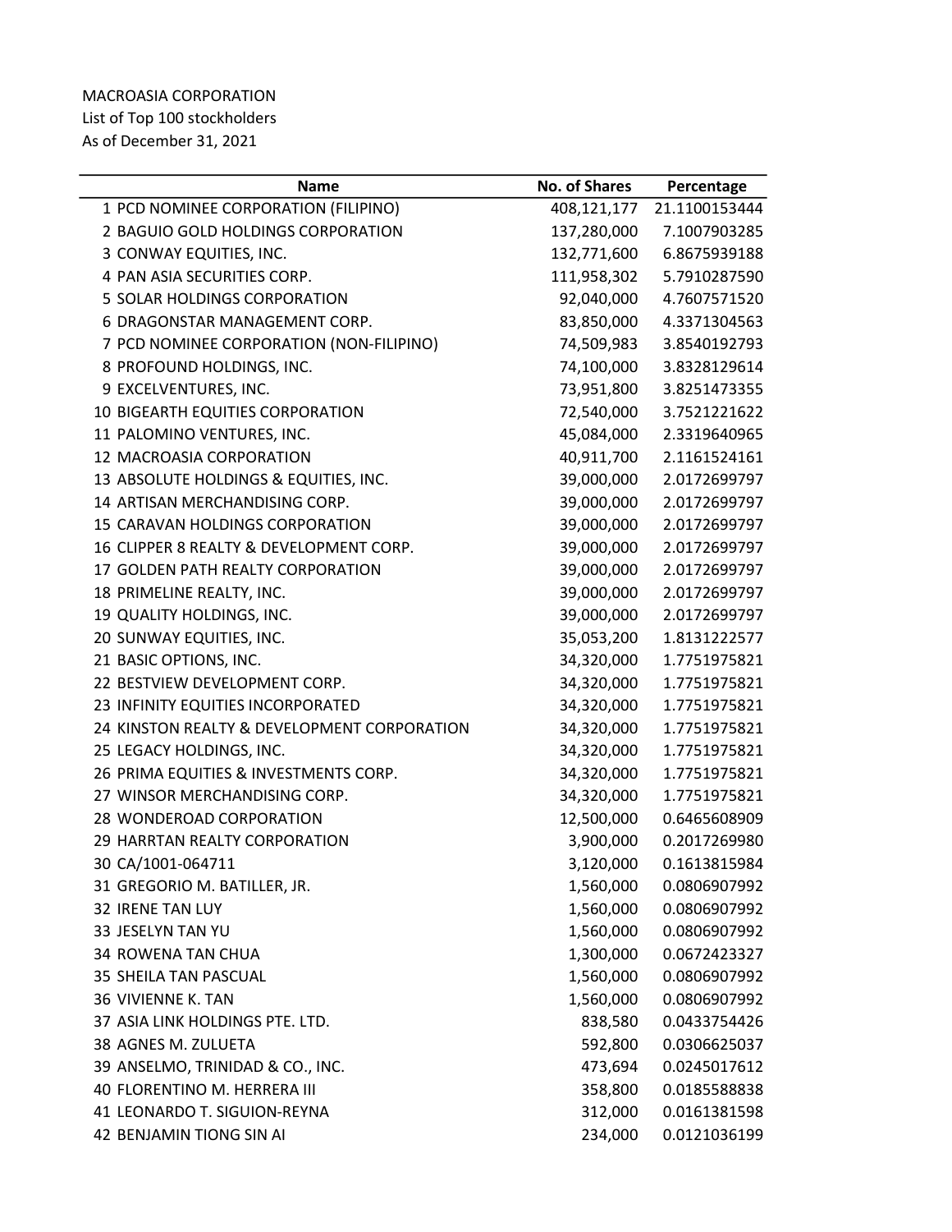MACROASIA CORPORATION
List of Top 100 stockholders
As of December 31, 2021

| | Name | No. of Shares | Percentage |
|---|---|---|---|
| 1 | PCD NOMINEE CORPORATION (FILIPINO) | 408,121,177 | 21.1100153444 |
| 2 | BAGUIO GOLD HOLDINGS CORPORATION | 137,280,000 | 7.1007903285 |
| 3 | CONWAY EQUITIES, INC. | 132,771,600 | 6.8675939188 |
| 4 | PAN ASIA SECURITIES CORP. | 111,958,302 | 5.7910287590 |
| 5 | SOLAR HOLDINGS CORPORATION | 92,040,000 | 4.7607571520 |
| 6 | DRAGONSTAR MANAGEMENT CORP. | 83,850,000 | 4.3371304563 |
| 7 | PCD NOMINEE CORPORATION (NON-FILIPINO) | 74,509,983 | 3.8540192793 |
| 8 | PROFOUND HOLDINGS, INC. | 74,100,000 | 3.8328129614 |
| 9 | EXCELVENTURES, INC. | 73,951,800 | 3.8251473355 |
| 10 | BIGEARTH EQUITIES CORPORATION | 72,540,000 | 3.7521221622 |
| 11 | PALOMINO VENTURES, INC. | 45,084,000 | 2.3319640965 |
| 12 | MACROASIA CORPORATION | 40,911,700 | 2.1161524161 |
| 13 | ABSOLUTE HOLDINGS & EQUITIES, INC. | 39,000,000 | 2.0172699797 |
| 14 | ARTISAN MERCHANDISING CORP. | 39,000,000 | 2.0172699797 |
| 15 | CARAVAN HOLDINGS CORPORATION | 39,000,000 | 2.0172699797 |
| 16 | CLIPPER 8 REALTY & DEVELOPMENT CORP. | 39,000,000 | 2.0172699797 |
| 17 | GOLDEN PATH REALTY CORPORATION | 39,000,000 | 2.0172699797 |
| 18 | PRIMELINE REALTY, INC. | 39,000,000 | 2.0172699797 |
| 19 | QUALITY HOLDINGS, INC. | 39,000,000 | 2.0172699797 |
| 20 | SUNWAY EQUITIES, INC. | 35,053,200 | 1.8131222577 |
| 21 | BASIC OPTIONS, INC. | 34,320,000 | 1.7751975821 |
| 22 | BESTVIEW DEVELOPMENT CORP. | 34,320,000 | 1.7751975821 |
| 23 | INFINITY EQUITIES INCORPORATED | 34,320,000 | 1.7751975821 |
| 24 | KINSTON REALTY & DEVELOPMENT CORPORATION | 34,320,000 | 1.7751975821 |
| 25 | LEGACY HOLDINGS, INC. | 34,320,000 | 1.7751975821 |
| 26 | PRIMA EQUITIES & INVESTMENTS CORP. | 34,320,000 | 1.7751975821 |
| 27 | WINSOR MERCHANDISING CORP. | 34,320,000 | 1.7751975821 |
| 28 | WONDEROAD CORPORATION | 12,500,000 | 0.6465608909 |
| 29 | HARRTAN REALTY CORPORATION | 3,900,000 | 0.2017269980 |
| 30 | CA/1001-064711 | 3,120,000 | 0.1613815984 |
| 31 | GREGORIO M. BATILLER, JR. | 1,560,000 | 0.0806907992 |
| 32 | IRENE TAN LUY | 1,560,000 | 0.0806907992 |
| 33 | JESELYN TAN YU | 1,560,000 | 0.0806907992 |
| 34 | ROWENA TAN CHUA | 1,300,000 | 0.0672423327 |
| 35 | SHEILA TAN PASCUAL | 1,560,000 | 0.0806907992 |
| 36 | VIVIENNE K. TAN | 1,560,000 | 0.0806907992 |
| 37 | ASIA LINK HOLDINGS PTE. LTD. | 838,580 | 0.0433754426 |
| 38 | AGNES M. ZULUETA | 592,800 | 0.0306625037 |
| 39 | ANSELMO, TRINIDAD & CO., INC. | 473,694 | 0.0245017612 |
| 40 | FLORENTINO M. HERRERA III | 358,800 | 0.0185588838 |
| 41 | LEONARDO T. SIGUION-REYNA | 312,000 | 0.0161381598 |
| 42 | BENJAMIN TIONG SIN AI | 234,000 | 0.0121036199 |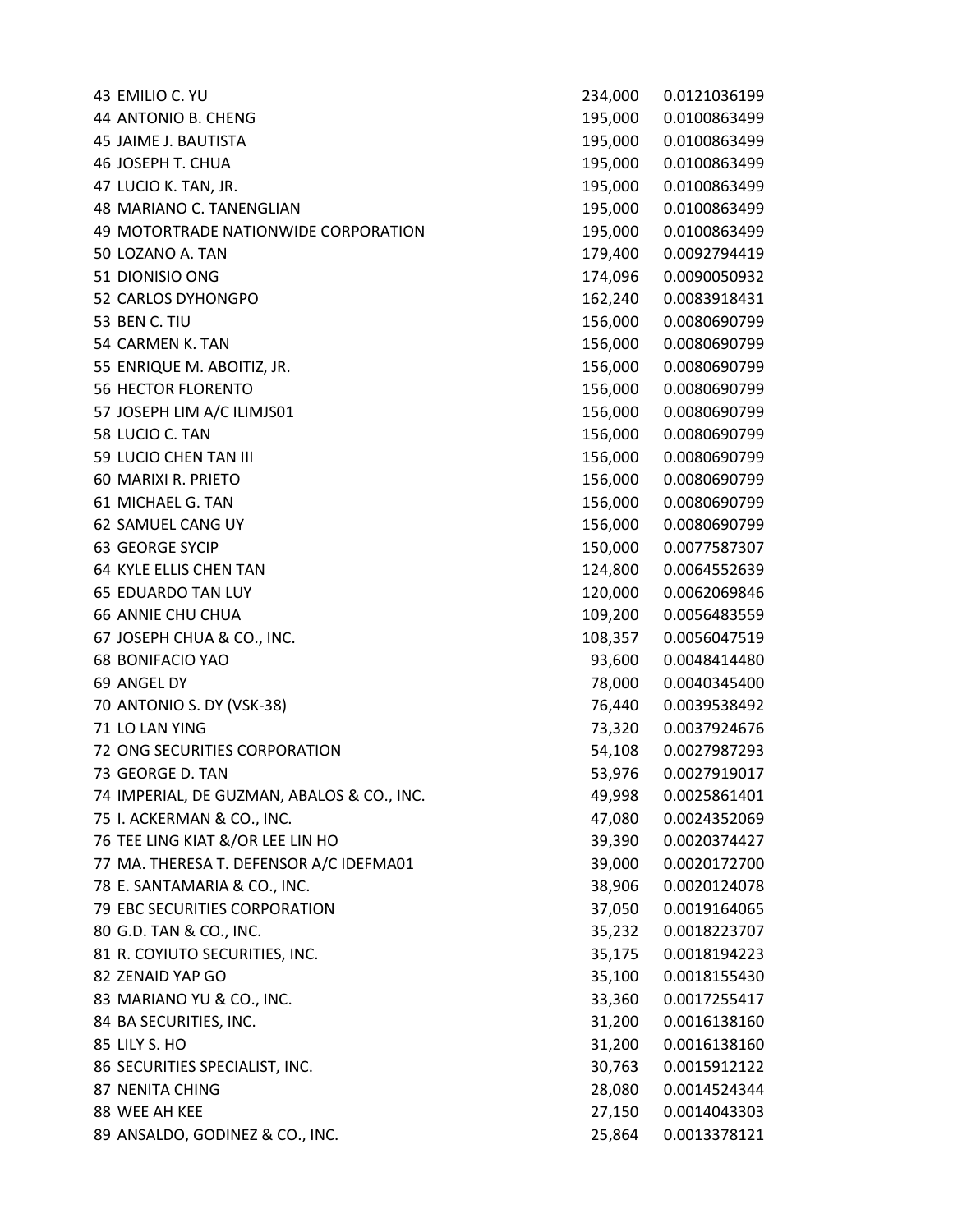| | | | |
|---|---|---|---|
| 43 | EMILIO C. YU | 234,000 | 0.0121036199 |
| 44 | ANTONIO B. CHENG | 195,000 | 0.0100863499 |
| 45 | JAIME J. BAUTISTA | 195,000 | 0.0100863499 |
| 46 | JOSEPH T. CHUA | 195,000 | 0.0100863499 |
| 47 | LUCIO K. TAN, JR. | 195,000 | 0.0100863499 |
| 48 | MARIANO C. TANENGLIAN | 195,000 | 0.0100863499 |
| 49 | MOTORTRADE NATIONWIDE CORPORATION | 195,000 | 0.0100863499 |
| 50 | LOZANO A. TAN | 179,400 | 0.0092794419 |
| 51 | DIONISIO ONG | 174,096 | 0.0090050932 |
| 52 | CARLOS DYHONGPO | 162,240 | 0.0083918431 |
| 53 | BEN C. TIU | 156,000 | 0.0080690799 |
| 54 | CARMEN K. TAN | 156,000 | 0.0080690799 |
| 55 | ENRIQUE M. ABOITIZ, JR. | 156,000 | 0.0080690799 |
| 56 | HECTOR FLORENTO | 156,000 | 0.0080690799 |
| 57 | JOSEPH LIM A/C ILIMJS01 | 156,000 | 0.0080690799 |
| 58 | LUCIO C. TAN | 156,000 | 0.0080690799 |
| 59 | LUCIO CHEN TAN III | 156,000 | 0.0080690799 |
| 60 | MARIXI R. PRIETO | 156,000 | 0.0080690799 |
| 61 | MICHAEL G. TAN | 156,000 | 0.0080690799 |
| 62 | SAMUEL CANG UY | 156,000 | 0.0080690799 |
| 63 | GEORGE SYCIP | 150,000 | 0.0077587307 |
| 64 | KYLE ELLIS CHEN TAN | 124,800 | 0.0064552639 |
| 65 | EDUARDO TAN LUY | 120,000 | 0.0062069846 |
| 66 | ANNIE CHU CHUA | 109,200 | 0.0056483559 |
| 67 | JOSEPH CHUA & CO., INC. | 108,357 | 0.0056047519 |
| 68 | BONIFACIO YAO | 93,600 | 0.0048414480 |
| 69 | ANGEL DY | 78,000 | 0.0040345400 |
| 70 | ANTONIO S. DY (VSK-38) | 76,440 | 0.0039538492 |
| 71 | LO LAN YING | 73,320 | 0.0037924676 |
| 72 | ONG SECURITIES CORPORATION | 54,108 | 0.0027987293 |
| 73 | GEORGE D. TAN | 53,976 | 0.0027919017 |
| 74 | IMPERIAL, DE GUZMAN, ABALOS & CO., INC. | 49,998 | 0.0025861401 |
| 75 | I. ACKERMAN & CO., INC. | 47,080 | 0.0024352069 |
| 76 | TEE LING KIAT &/OR LEE LIN HO | 39,390 | 0.0020374427 |
| 77 | MA. THERESA T. DEFENSOR A/C IDEFMA01 | 39,000 | 0.0020172700 |
| 78 | E. SANTAMARIA & CO., INC. | 38,906 | 0.0020124078 |
| 79 | EBC SECURITIES CORPORATION | 37,050 | 0.0019164065 |
| 80 | G.D. TAN & CO., INC. | 35,232 | 0.0018223707 |
| 81 | R. COYIUTO SECURITIES, INC. | 35,175 | 0.0018194223 |
| 82 | ZENAID YAP GO | 35,100 | 0.0018155430 |
| 83 | MARIANO YU & CO., INC. | 33,360 | 0.0017255417 |
| 84 | BA SECURITIES, INC. | 31,200 | 0.0016138160 |
| 85 | LILY S. HO | 31,200 | 0.0016138160 |
| 86 | SECURITIES SPECIALIST, INC. | 30,763 | 0.0015912122 |
| 87 | NENITA CHING | 28,080 | 0.0014524344 |
| 88 | WEE AH KEE | 27,150 | 0.0014043303 |
| 89 | ANSALDO, GODINEZ & CO., INC. | 25,864 | 0.0013378121 |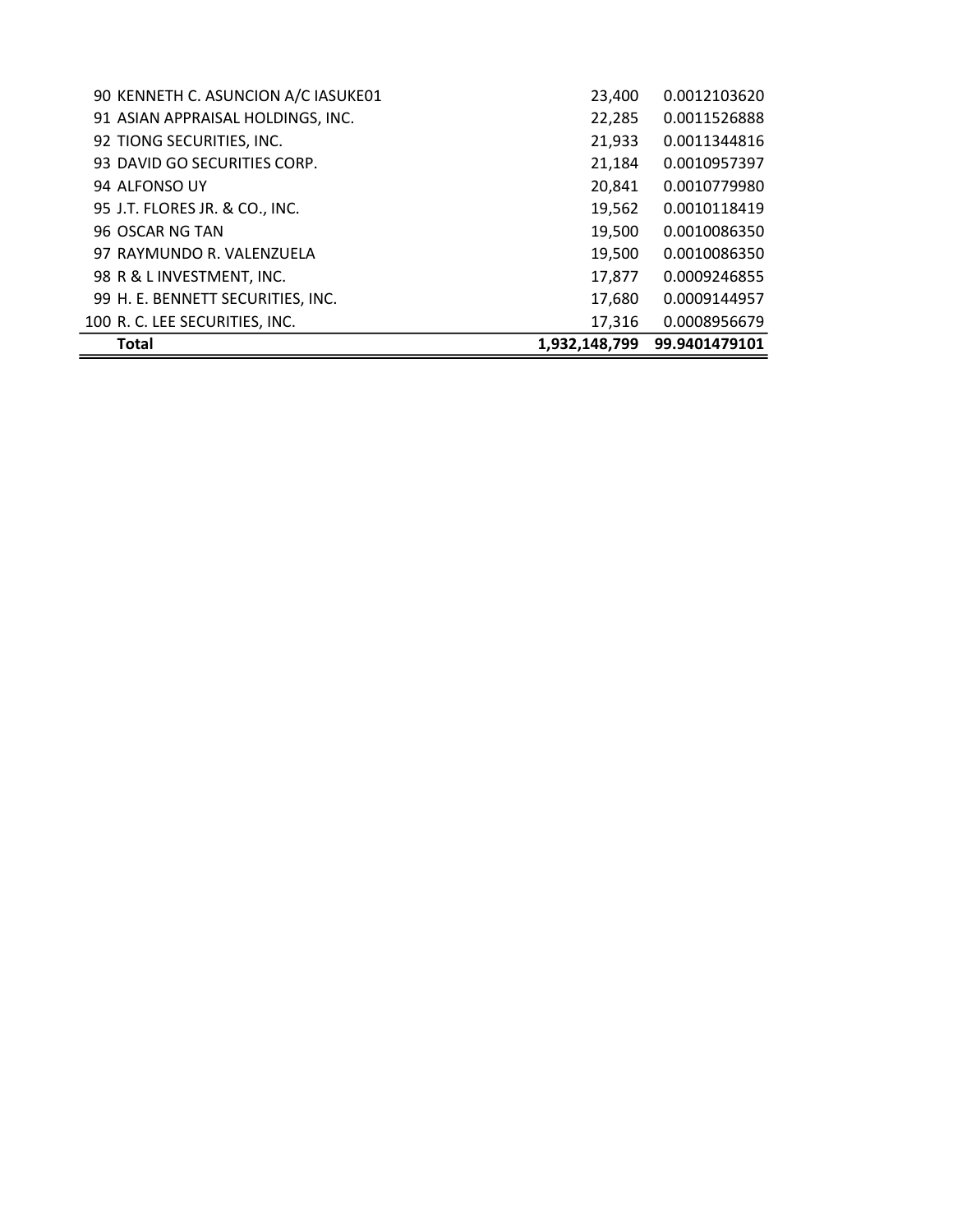| | | | |
|---|---|---|---|
| 90 | KENNETH C. ASUNCION A/C IASUKE01 | 23,400 | 0.0012103620 |
| 91 | ASIAN APPRAISAL HOLDINGS, INC. | 22,285 | 0.0011526888 |
| 92 | TIONG SECURITIES, INC. | 21,933 | 0.0011344816 |
| 93 | DAVID GO SECURITIES CORP. | 21,184 | 0.0010957397 |
| 94 | ALFONSO UY | 20,841 | 0.0010779980 |
| 95 | J.T. FLORES JR. & CO., INC. | 19,562 | 0.0010118419 |
| 96 | OSCAR NG TAN | 19,500 | 0.0010086350 |
| 97 | RAYMUNDO R. VALENZUELA | 19,500 | 0.0010086350 |
| 98 | R & L INVESTMENT, INC. | 17,877 | 0.0009246855 |
| 99 | H. E. BENNETT SECURITIES, INC. | 17,680 | 0.0009144957 |
| 100 | R. C. LEE SECURITIES, INC. | 17,316 | 0.0008956679 |
| | **Total** | **1,932,148,799** | **99.9401479101** |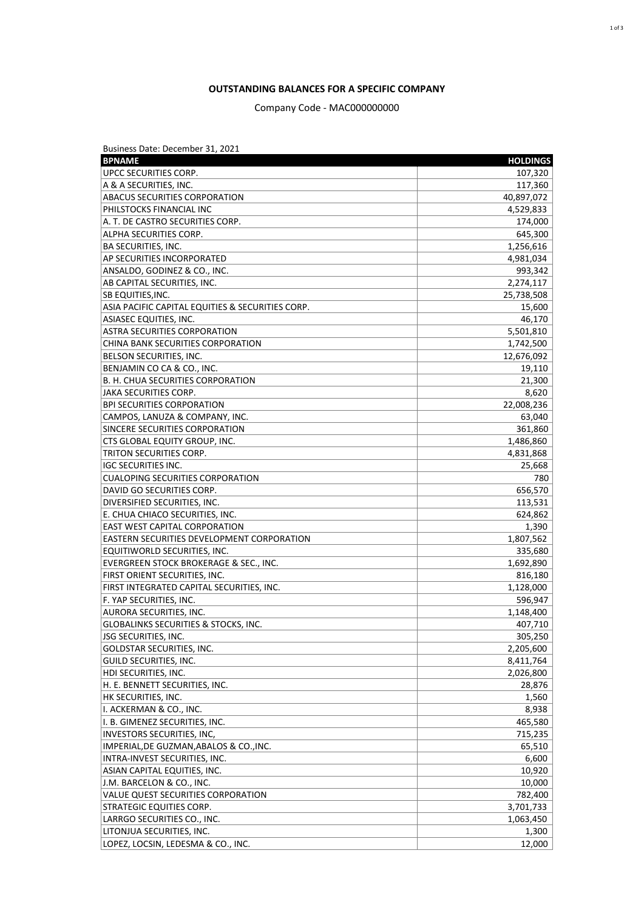**OUTSTANDING BALANCES FOR A SPECIFIC COMPANY**

Company Code - MAC000000000

Business Date: December 31, 2021

| BPNAME | HOLDINGS |
|---|---:|
| UPCC SECURITIES CORP. | 107,320 |
| A & A SECURITIES, INC. | 117,360 |
| ABACUS SECURITIES CORPORATION | 40,897,072 |
| PHILSTOCKS FINANCIAL INC | 4,529,833 |
| A. T. DE CASTRO SECURITIES CORP. | 174,000 |
| ALPHA SECURITIES CORP. | 645,300 |
| BA SECURITIES, INC. | 1,256,616 |
| AP SECURITIES INCORPORATED | 4,981,034 |
| ANSALDO, GODINEZ & CO., INC. | 993,342 |
| AB CAPITAL SECURITIES, INC. | 2,274,117 |
| SB EQUITIES,INC. | 25,738,508 |
| ASIA PACIFIC CAPITAL EQUITIES & SECURITIES CORP. | 15,600 |
| ASIASEC EQUITIES, INC. | 46,170 |
| ASTRA SECURITIES CORPORATION | 5,501,810 |
| CHINA BANK SECURITIES CORPORATION | 1,742,500 |
| BELSON SECURITIES, INC. | 12,676,092 |
| BENJAMIN CO CA & CO., INC. | 19,110 |
| B. H. CHUA SECURITIES CORPORATION | 21,300 |
| JAKA SECURITIES CORP. | 8,620 |
| BPI SECURITIES CORPORATION | 22,008,236 |
| CAMPOS, LANUZA & COMPANY, INC. | 63,040 |
| SINCERE SECURITIES CORPORATION | 361,860 |
| CTS GLOBAL EQUITY GROUP, INC. | 1,486,860 |
| TRITON SECURITIES CORP. | 4,831,868 |
| IGC SECURITIES INC. | 25,668 |
| CUALOPING SECURITIES CORPORATION | 780 |
| DAVID GO SECURITIES CORP. | 656,570 |
| DIVERSIFIED SECURITIES, INC. | 113,531 |
| E. CHUA CHIACO SECURITIES, INC. | 624,862 |
| EAST WEST CAPITAL CORPORATION | 1,390 |
| EASTERN SECURITIES DEVELOPMENT CORPORATION | 1,807,562 |
| EQUITIWORLD SECURITIES, INC. | 335,680 |
| EVERGREEN STOCK BROKERAGE & SEC., INC. | 1,692,890 |
| FIRST ORIENT SECURITIES, INC. | 816,180 |
| FIRST INTEGRATED CAPITAL SECURITIES, INC. | 1,128,000 |
| F. YAP SECURITIES, INC. | 596,947 |
| AURORA SECURITIES, INC. | 1,148,400 |
| GLOBALINKS SECURITIES & STOCKS, INC. | 407,710 |
| JSG SECURITIES, INC. | 305,250 |
| GOLDSTAR SECURITIES, INC. | 2,205,600 |
| GUILD SECURITIES, INC. | 8,411,764 |
| HDI SECURITIES, INC. | 2,026,800 |
| H. E. BENNETT SECURITIES, INC. | 28,876 |
| HK SECURITIES, INC. | 1,560 |
| I. ACKERMAN & CO., INC. | 8,938 |
| I. B. GIMENEZ SECURITIES, INC. | 465,580 |
| INVESTORS SECURITIES, INC, | 715,235 |
| IMPERIAL,DE GUZMAN,ABALOS & CO.,INC. | 65,510 |
| INTRA-INVEST SECURITIES, INC. | 6,600 |
| ASIAN CAPITAL EQUITIES, INC. | 10,920 |
| J.M. BARCELON & CO., INC. | 10,000 |
| VALUE QUEST SECURITIES CORPORATION | 782,400 |
| STRATEGIC EQUITIES CORP. | 3,701,733 |
| LARRGO SECURITIES CO., INC. | 1,063,450 |
| LITONJUA SECURITIES, INC. | 1,300 |
| LOPEZ, LOCSIN, LEDESMA & CO., INC. | 12,000 |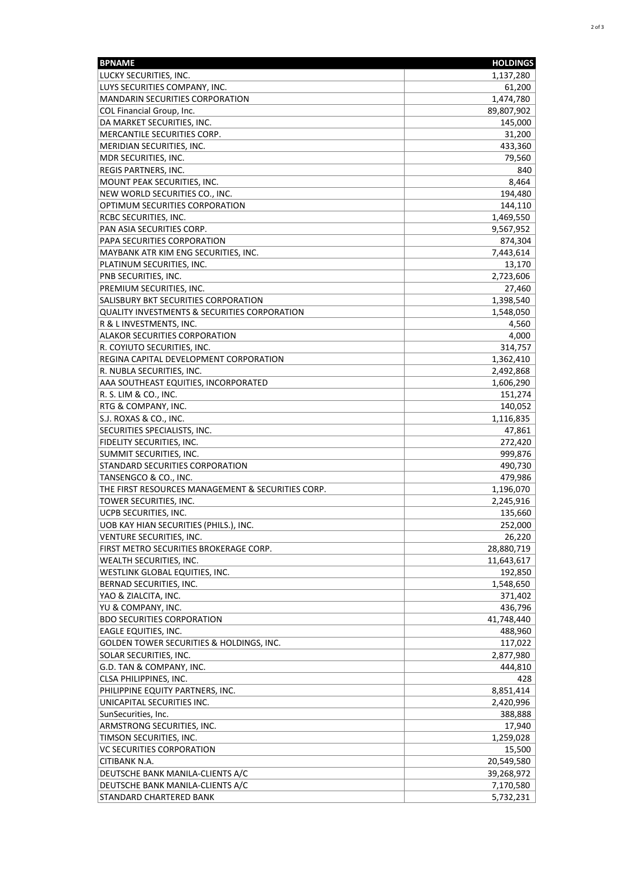| BPNAME | HOLDINGS |
|---|---|
| LUCKY SECURITIES, INC. | 1,137,280 |
| LUYS SECURITIES COMPANY, INC. | 61,200 |
| MANDARIN SECURITIES CORPORATION | 1,474,780 |
| COL Financial Group, Inc. | 89,807,902 |
| DA MARKET SECURITIES, INC. | 145,000 |
| MERCANTILE SECURITIES CORP. | 31,200 |
| MERIDIAN SECURITIES, INC. | 433,360 |
| MDR SECURITIES, INC. | 79,560 |
| REGIS PARTNERS, INC. | 840 |
| MOUNT PEAK SECURITIES, INC. | 8,464 |
| NEW WORLD SECURITIES CO., INC. | 194,480 |
| OPTIMUM SECURITIES CORPORATION | 144,110 |
| RCBC SECURITIES, INC. | 1,469,550 |
| PAN ASIA SECURITIES CORP. | 9,567,952 |
| PAPA SECURITIES CORPORATION | 874,304 |
| MAYBANK ATR KIM ENG SECURITIES, INC. | 7,443,614 |
| PLATINUM SECURITIES, INC. | 13,170 |
| PNB SECURITIES, INC. | 2,723,606 |
| PREMIUM SECURITIES, INC. | 27,460 |
| SALISBURY BKT SECURITIES CORPORATION | 1,398,540 |
| QUALITY INVESTMENTS & SECURITIES CORPORATION | 1,548,050 |
| R & L INVESTMENTS, INC. | 4,560 |
| ALAKOR SECURITIES CORPORATION | 4,000 |
| R. COYIUTO SECURITIES, INC. | 314,757 |
| REGINA CAPITAL DEVELOPMENT CORPORATION | 1,362,410 |
| R. NUBLA SECURITIES, INC. | 2,492,868 |
| AAA SOUTHEAST EQUITIES, INCORPORATED | 1,606,290 |
| R. S. LIM & CO., INC. | 151,274 |
| RTG & COMPANY, INC. | 140,052 |
| S.J. ROXAS & CO., INC. | 1,116,835 |
| SECURITIES SPECIALISTS, INC. | 47,861 |
| FIDELITY SECURITIES, INC. | 272,420 |
| SUMMIT SECURITIES, INC. | 999,876 |
| STANDARD SECURITIES CORPORATION | 490,730 |
| TANSENGCO & CO., INC. | 479,986 |
| THE FIRST RESOURCES MANAGEMENT & SECURITIES CORP. | 1,196,070 |
| TOWER SECURITIES, INC. | 2,245,916 |
| UCPB SECURITIES, INC. | 135,660 |
| UOB KAY HIAN SECURITIES (PHILS.), INC. | 252,000 |
| VENTURE SECURITIES, INC. | 26,220 |
| FIRST METRO SECURITIES BROKERAGE CORP. | 28,880,719 |
| WEALTH SECURITIES, INC. | 11,643,617 |
| WESTLINK GLOBAL EQUITIES, INC. | 192,850 |
| BERNAD SECURITIES, INC. | 1,548,650 |
| YAO & ZIALCITA, INC. | 371,402 |
| YU & COMPANY, INC. | 436,796 |
| BDO SECURITIES CORPORATION | 41,748,440 |
| EAGLE EQUITIES, INC. | 488,960 |
| GOLDEN TOWER SECURITIES & HOLDINGS, INC. | 117,022 |
| SOLAR SECURITIES, INC. | 2,877,980 |
| G.D. TAN & COMPANY, INC. | 444,810 |
| CLSA PHILIPPINES, INC. | 428 |
| PHILIPPINE EQUITY PARTNERS, INC. | 8,851,414 |
| UNICAPITAL SECURITIES INC. | 2,420,996 |
| SunSecurities, Inc. | 388,888 |
| ARMSTRONG SECURITIES, INC. | 17,940 |
| TIMSON SECURITIES, INC. | 1,259,028 |
| VC SECURITIES CORPORATION | 15,500 |
| CITIBANK N.A. | 20,549,580 |
| DEUTSCHE BANK MANILA-CLIENTS A/C | 39,268,972 |
| DEUTSCHE BANK MANILA-CLIENTS A/C | 7,170,580 |
| STANDARD CHARTERED BANK | 5,732,231 |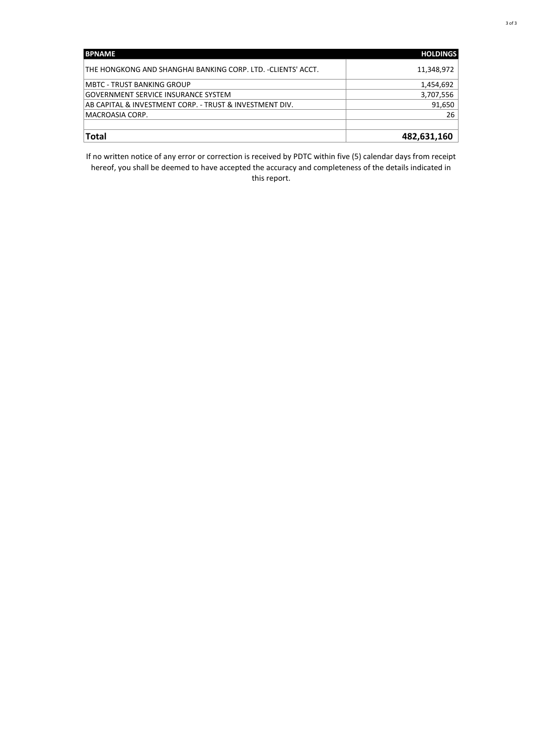| BPNAME | HOLDINGS |
| --- | --- |
| THE HONGKONG AND SHANGHAI BANKING CORP. LTD. -CLIENTS' ACCT. | 11,348,972 |
| MBTC - TRUST BANKING GROUP | 1,454,692 |
| GOVERNMENT SERVICE INSURANCE SYSTEM | 3,707,556 |
| AB CAPITAL & INVESTMENT CORP. - TRUST & INVESTMENT DIV. | 91,650 |
| MACROASIA CORP. | 26 |
| | |
| **Total** | **482,631,160** |

If no written notice of any error or correction is received by PDTC within five (5) calendar days from receipt hereof, you shall be deemed to have accepted the accuracy and completeness of the details indicated in this report.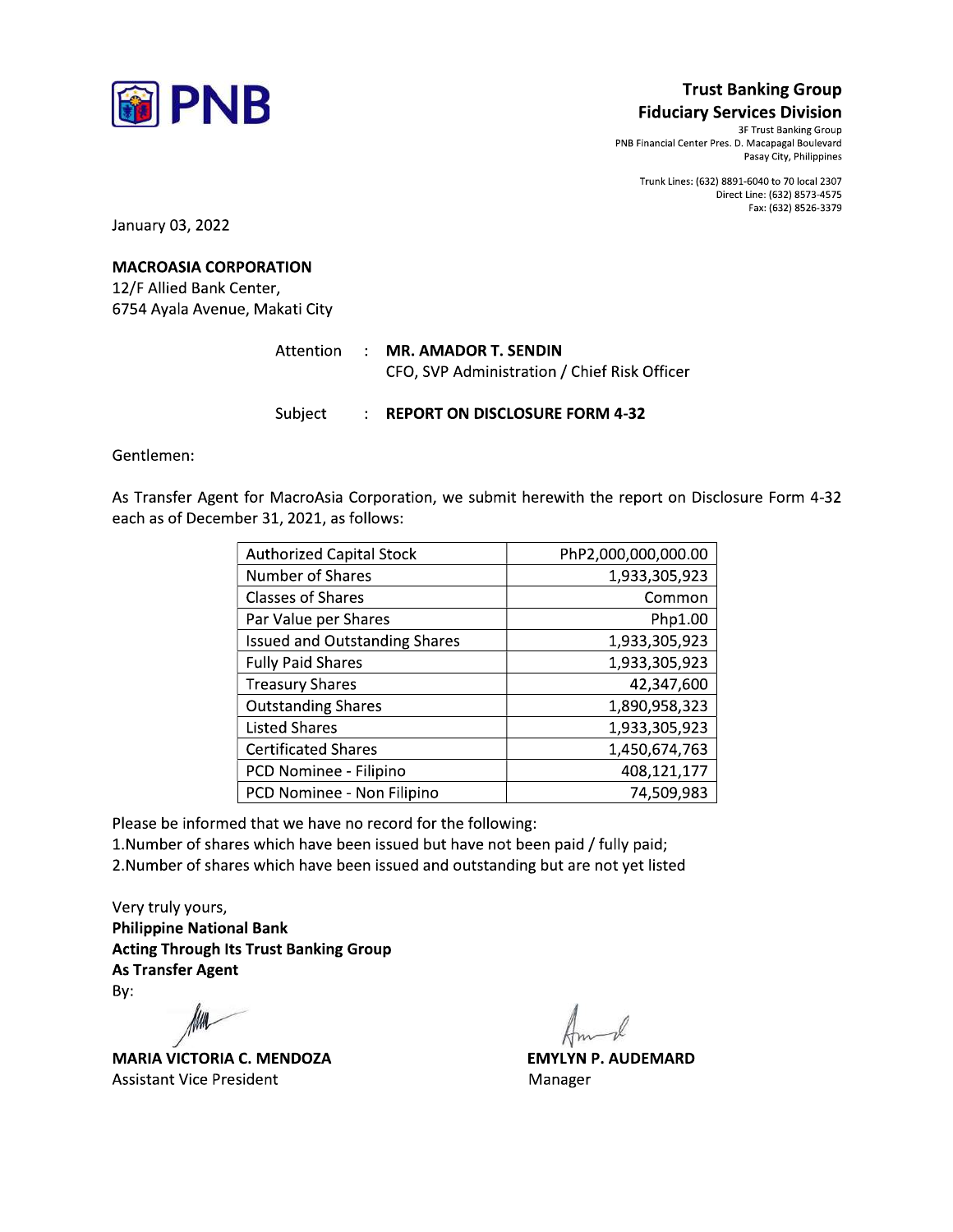PNB

**Trust Banking Group**
**Fiduciary Services Division**
3F Trust Banking Group
PNB Financial Center Pres. D. Macapagal Boulevard
Pasay City, Philippines

Trunk Lines: (632) 8891-6040 to 70 local 2307
Direct Line: (632) 8573-4575
Fax: (632) 8526-3379

January 03, 2022

**MACROASIA CORPORATION**
12/F Allied Bank Center,
6754 Ayala Avenue, Makati City

Attention : **MR. AMADOR T. SENDIN**
CFO, SVP Administration / Chief Risk Officer

Subject : **REPORT ON DISCLOSURE FORM 4-32**

Gentlemen:

As Transfer Agent for MacroAsia Corporation, we submit herewith the report on Disclosure Form 4-32 each as of December 31, 2021, as follows:

| | |
|---|---|
| Authorized Capital Stock | PhP2,000,000,000.00 |
| Number of Shares | 1,933,305,923 |
| Classes of Shares | Common |
| Par Value per Shares | Php1.00 |
| Issued and Outstanding Shares | 1,933,305,923 |
| Fully Paid Shares | 1,933,305,923 |
| Treasury Shares | 42,347,600 |
| Outstanding Shares | 1,890,958,323 |
| Listed Shares | 1,933,305,923 |
| Certificated Shares | 1,450,674,763 |
| PCD Nominee - Filipino | 408,121,177 |
| PCD Nominee - Non Filipino | 74,509,983 |

Please be informed that we have no record for the following:
1.Number of shares which have been issued but have not been paid / fully paid;
2.Number of shares which have been issued and outstanding but are not yet listed

Very truly yours,
**Philippine National Bank**
**Acting Through Its Trust Banking Group**
**As Transfer Agent**
By:

**MARIA VICTORIA C. MENDOZA**
Assistant Vice President

**EMYLYN P. AUDEMARD**
Manager